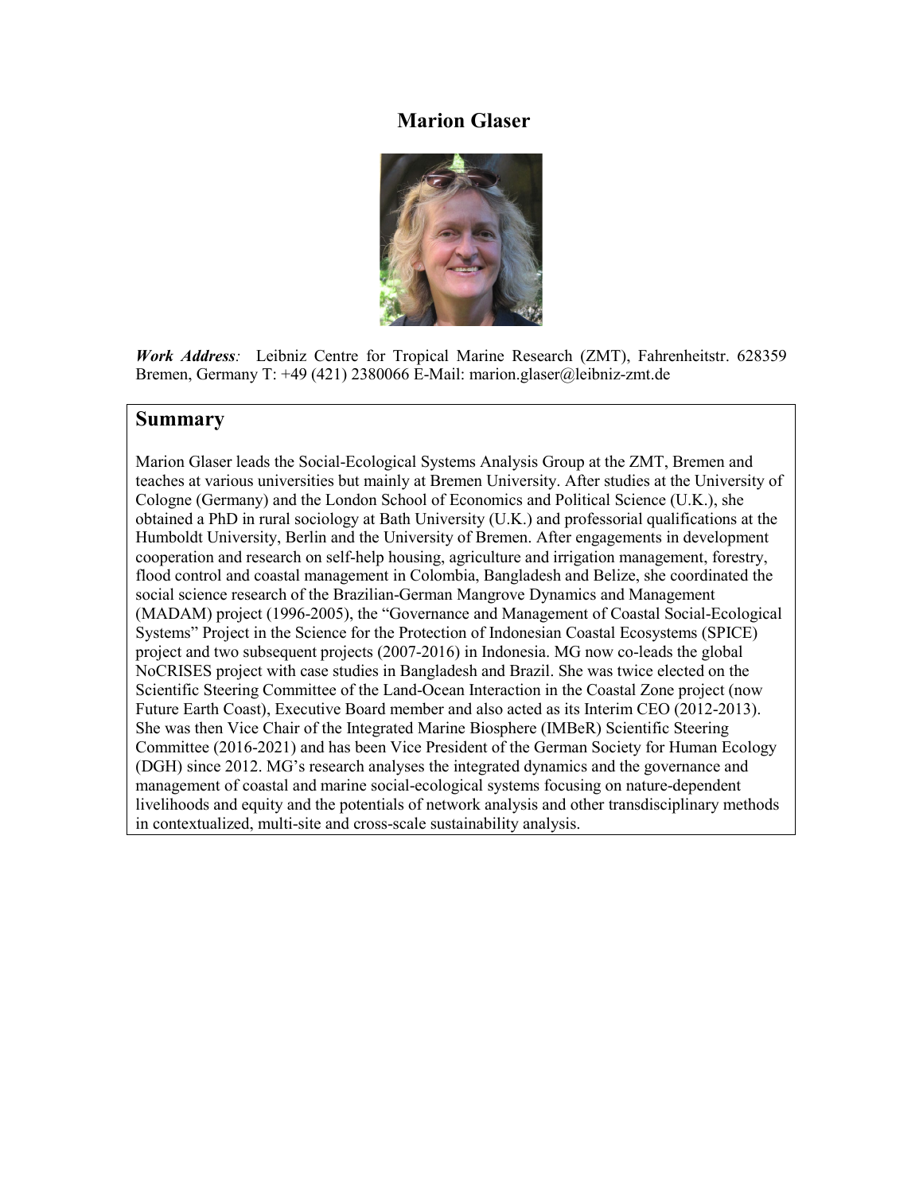# Marion Glaser

***Work Address**:* Leibniz Centre for Tropical Marine Research (ZMT), Fahrenheitstr. 628359 Bremen, Germany T: +49 (421) 2380066 E-Mail: marion.glaser@leibniz-zmt.de

## Summary

Marion Glaser leads the Social-Ecological Systems Analysis Group at the ZMT, Bremen and teaches at various universities but mainly at Bremen University. After studies at the University of Cologne (Germany) and the London School of Economics and Political Science (U.K.), she obtained a PhD in rural sociology at Bath University (U.K.) and professorial qualifications at the Humboldt University, Berlin and the University of Bremen. After engagements in development cooperation and research on self-help housing, agriculture and irrigation management, forestry, flood control and coastal management in Colombia, Bangladesh and Belize, she coordinated the social science research of the Brazilian-German Mangrove Dynamics and Management (MADAM) project (1996-2005), the "Governance and Management of Coastal Social-Ecological Systems" Project in the Science for the Protection of Indonesian Coastal Ecosystems (SPICE) project and two subsequent projects (2007-2016) in Indonesia. MG now co-leads the global NoCRISES project with case studies in Bangladesh and Brazil. She was twice elected on the Scientific Steering Committee of the Land-Ocean Interaction in the Coastal Zone project (now Future Earth Coast), Executive Board member and also acted as its Interim CEO (2012-2013). She was then Vice Chair of the Integrated Marine Biosphere (IMBeR) Scientific Steering Committee (2016-2021) and has been Vice President of the German Society for Human Ecology (DGH) since 2012. MG's research analyses the integrated dynamics and the governance and management of coastal and marine social-ecological systems focusing on nature-dependent livelihoods and equity and the potentials of network analysis and other transdisciplinary methods in contextualized, multi-site and cross-scale sustainability analysis.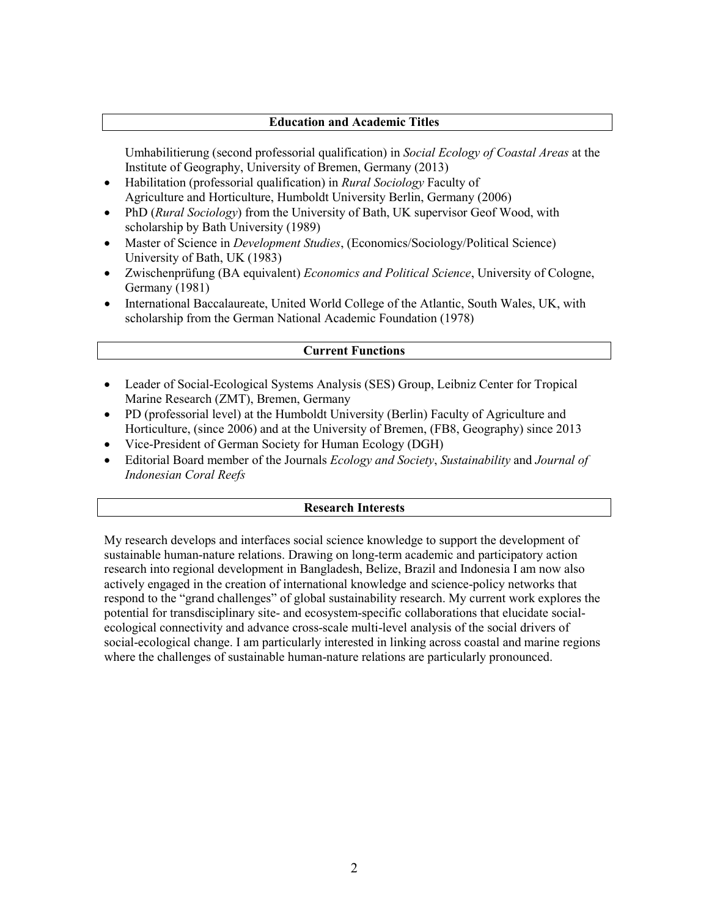## Education and Academic Titles

Umhabilitierung (second professorial qualification) in *Social Ecology of Coastal Areas* at the Institute of Geography, University of Bremen, Germany (2013)

- Habilitation (professorial qualification) in *Rural Sociology* Faculty of Agriculture and Horticulture, Humboldt University Berlin, Germany (2006)
- PhD (*Rural Sociology*) from the University of Bath, UK supervisor Geof Wood, with scholarship by Bath University (1989)
- Master of Science in *Development Studies*, (Economics/Sociology/Political Science) University of Bath, UK (1983)
- Zwischenprüfung (BA equivalent) *Economics and Political Science*, University of Cologne, Germany (1981)
- International Baccalaureate, United World College of the Atlantic, South Wales, UK, with scholarship from the German National Academic Foundation (1978)

## Current Functions

- Leader of Social-Ecological Systems Analysis (SES) Group, Leibniz Center for Tropical Marine Research (ZMT), Bremen, Germany
- PD (professorial level) at the Humboldt University (Berlin) Faculty of Agriculture and Horticulture, (since 2006) and at the University of Bremen, (FB8, Geography) since 2013
- Vice-President of German Society for Human Ecology (DGH)
- Editorial Board member of the Journals *Ecology and Society*, *Sustainability* and *Journal of Indonesian Coral Reefs*

## Research Interests

My research develops and interfaces social science knowledge to support the development of sustainable human-nature relations. Drawing on long-term academic and participatory action research into regional development in Bangladesh, Belize, Brazil and Indonesia I am now also actively engaged in the creation of international knowledge and science-policy networks that respond to the "grand challenges" of global sustainability research. My current work explores the potential for transdisciplinary site- and ecosystem-specific collaborations that elucidate social-ecological connectivity and advance cross-scale multi-level analysis of the social drivers of social-ecological change. I am particularly interested in linking across coastal and marine regions where the challenges of sustainable human-nature relations are particularly pronounced.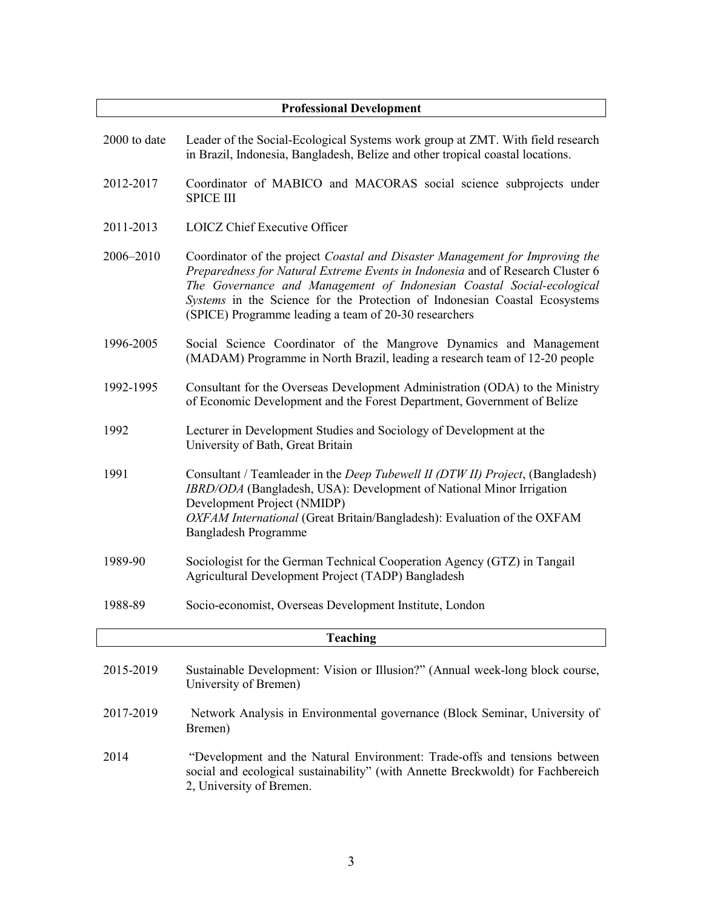## Professional Development

| | |
|---|---|
| 2000 to date | Leader of the Social-Ecological Systems work group at ZMT. With field research in Brazil, Indonesia, Bangladesh, Belize and other tropical coastal locations. |
| 2012-2017 | Coordinator of MABICO and MACORAS social science subprojects under SPICE III |
| 2011-2013 | LOICZ Chief Executive Officer |
| 2006–2010 | Coordinator of the project *Coastal and Disaster Management for Improving the Preparedness for Natural Extreme Events in Indonesia* and of Research Cluster 6 *The Governance and Management of Indonesian Coastal Social-ecological Systems* in the Science for the Protection of Indonesian Coastal Ecosystems (SPICE) Programme leading a team of 20-30 researchers |
| 1996-2005 | Social Science Coordinator of the Mangrove Dynamics and Management (MADAM) Programme in North Brazil, leading a research team of 12-20 people |
| 1992-1995 | Consultant for the Overseas Development Administration (ODA) to the Ministry of Economic Development and the Forest Department, Government of Belize |
| 1992 | Lecturer in Development Studies and Sociology of Development at the University of Bath, Great Britain |
| 1991 | Consultant / Teamleader in the *Deep Tubewell II (DTW II) Project*, (Bangladesh) *IBRD/ODA* (Bangladesh, USA): Development of National Minor Irrigation Development Project (NMIDP)<br>*OXFAM International* (Great Britain/Bangladesh): Evaluation of the OXFAM Bangladesh Programme |
| 1989-90 | Sociologist for the German Technical Cooperation Agency (GTZ) in Tangail Agricultural Development Project (TADP) Bangladesh |
| 1988-89 | Socio-economist, Overseas Development Institute, London |

## Teaching

| | |
|---|---|
| 2015-2019 | Sustainable Development: Vision or Illusion?" (Annual week-long block course, University of Bremen) |
| 2017-2019 | Network Analysis in Environmental governance (Block Seminar, University of Bremen) |
| 2014 | "Development and the Natural Environment: Trade-offs and tensions between social and ecological sustainability" (with Annette Breckwoldt) for Fachbereich 2, University of Bremen. |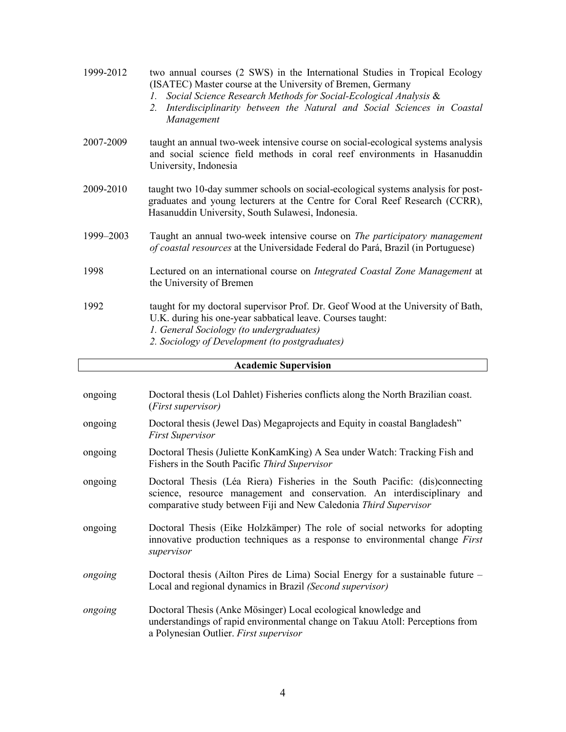1999-2012 two annual courses (2 SWS) in the International Studies in Tropical Ecology (ISATEC) Master course at the University of Bremen, Germany

1. *Social Science Research Methods for Social-Ecological Analysis* &
2. *Interdisciplinarity between the Natural and Social Sciences in Coastal Management*

2007-2009 taught an annual two-week intensive course on social-ecological systems analysis and social science field methods in coral reef environments in Hasanuddin University, Indonesia

2009-2010 taught two 10-day summer schools on social-ecological systems analysis for post-graduates and young lecturers at the Centre for Coral Reef Research (CCRR), Hasanuddin University, South Sulawesi, Indonesia.

1999–2003 Taught an annual two-week intensive course on *The participatory management of coastal resources* at the Universidade Federal do Pará, Brazil (in Portuguese)

1998 Lectured on an international course on *Integrated Coastal Zone Management* at the University of Bremen

1992 taught for my doctoral supervisor Prof. Dr. Geof Wood at the University of Bath, U.K. during his one-year sabbatical leave. Courses taught:
*1. General Sociology (to undergraduates)*
*2. Sociology of Development (to postgraduates)*

## Academic Supervision

ongoing Doctoral thesis (Lol Dahlet) Fisheries conflicts along the North Brazilian coast. (*First supervisor)*

ongoing Doctoral thesis (Jewel Das) Megaprojects and Equity in coastal Bangladesh" *First Supervisor*

ongoing Doctoral Thesis (Juliette KonKamKing) A Sea under Watch: Tracking Fish and Fishers in the South Pacific *Third Supervisor*

ongoing Doctoral Thesis (Léa Riera) Fisheries in the South Pacific: (dis)connecting science, resource management and conservation. An interdisciplinary and comparative study between Fiji and New Caledonia *Third Supervisor*

ongoing Doctoral Thesis (Eike Holzkämper) The role of social networks for adopting innovative production techniques as a response to environmental change *First supervisor*

*ongoing* Doctoral thesis (Ailton Pires de Lima) Social Energy for a sustainable future – Local and regional dynamics in Brazil *(Second supervisor)*

*ongoing* Doctoral Thesis (Anke Mösinger) Local ecological knowledge and understandings of rapid environmental change on Takuu Atoll: Perceptions from a Polynesian Outlier. *First supervisor*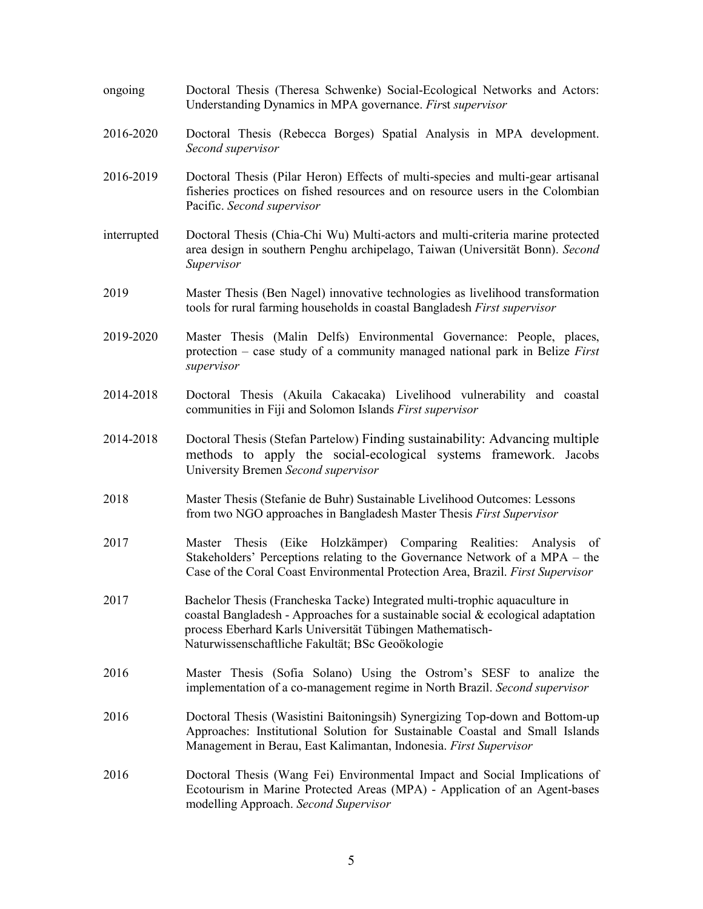ongoing Doctoral Thesis (Theresa Schwenke) Social-Ecological Networks and Actors: Understanding Dynamics in MPA governance. *First supervisor*

2016-2020 Doctoral Thesis (Rebecca Borges) Spatial Analysis in MPA development. *Second supervisor*

2016-2019 Doctoral Thesis (Pilar Heron) Effects of multi-species and multi-gear artisanal fisheries practices on fished resources and on resource users in the Colombian Pacific. *Second supervisor*

interrupted Doctoral Thesis (Chia-Chi Wu) Multi-actors and multi-criteria marine protected area design in southern Penghu archipelago, Taiwan (Universität Bonn). *Second Supervisor*

2019 Master Thesis (Ben Nagel) innovative technologies as livelihood transformation tools for rural farming households in coastal Bangladesh *First supervisor*

2019-2020 Master Thesis (Malin Delfs) Environmental Governance: People, places, protection – case study of a community managed national park in Belize *First supervisor*

2014-2018 Doctoral Thesis (Akuila Cakacaka) Livelihood vulnerability and coastal communities in Fiji and Solomon Islands *First supervisor*

2014-2018 Doctoral Thesis (Stefan Partelow) Finding sustainability: Advancing multiple methods to apply the social-ecological systems framework. Jacobs University Bremen *Second supervisor*

2018 Master Thesis (Stefanie de Buhr) Sustainable Livelihood Outcomes: Lessons from two NGO approaches in Bangladesh Master Thesis *First Supervisor*

2017 Master Thesis (Eike Holzkämper) Comparing Realities: Analysis of Stakeholders' Perceptions relating to the Governance Network of a MPA – the Case of the Coral Coast Environmental Protection Area, Brazil. *First Supervisor*

2017 Bachelor Thesis (Francheska Tacke) Integrated multi-trophic aquaculture in coastal Bangladesh - Approaches for a sustainable social & ecological adaptation process Eberhard Karls Universität Tübingen Mathematisch-Naturwissenschaftliche Fakultät; BSc Geoökologie

2016 Master Thesis (Sofia Solano) Using the Ostrom's SESF to analize the implementation of a co-management regime in North Brazil. *Second supervisor*

2016 Doctoral Thesis (Wasistini Baitoningsih) Synergizing Top-down and Bottom-up Approaches: Institutional Solution for Sustainable Coastal and Small Islands Management in Berau, East Kalimantan, Indonesia. *First Supervisor*

2016 Doctoral Thesis (Wang Fei) Environmental Impact and Social Implications of Ecotourism in Marine Protected Areas (MPA) - Application of an Agent-bases modelling Approach. *Second Supervisor*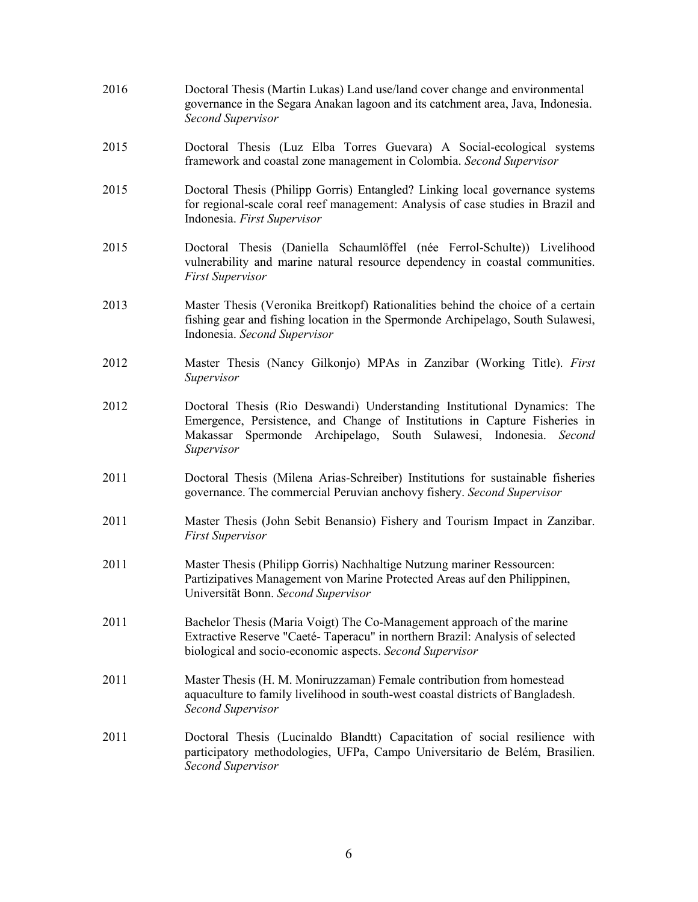2016 Doctoral Thesis (Martin Lukas) Land use/land cover change and environmental governance in the Segara Anakan lagoon and its catchment area, Java, Indonesia. *Second Supervisor*

2015 Doctoral Thesis (Luz Elba Torres Guevara) A Social-ecological systems framework and coastal zone management in Colombia. *Second Supervisor*

2015 Doctoral Thesis (Philipp Gorris) Entangled? Linking local governance systems for regional-scale coral reef management: Analysis of case studies in Brazil and Indonesia. *First Supervisor*

2015 Doctoral Thesis (Daniella Schaumlöffel (née Ferrol-Schulte)) Livelihood vulnerability and marine natural resource dependency in coastal communities. *First Supervisor*

2013 Master Thesis (Veronika Breitkopf) Rationalities behind the choice of a certain fishing gear and fishing location in the Spermonde Archipelago, South Sulawesi, Indonesia. *Second Supervisor*

2012 Master Thesis (Nancy Gilkonjo) MPAs in Zanzibar (Working Title). *First Supervisor*

2012 Doctoral Thesis (Rio Deswandi) Understanding Institutional Dynamics: The Emergence, Persistence, and Change of Institutions in Capture Fisheries in Makassar Spermonde Archipelago, South Sulawesi, Indonesia. *Second Supervisor*

2011 Doctoral Thesis (Milena Arias-Schreiber) Institutions for sustainable fisheries governance. The commercial Peruvian anchovy fishery. *Second Supervisor*

2011 Master Thesis (John Sebit Benansio) Fishery and Tourism Impact in Zanzibar. *First Supervisor*

2011 Master Thesis (Philipp Gorris) Nachhaltige Nutzung mariner Ressourcen: Partizipatives Management von Marine Protected Areas auf den Philippinen, Universität Bonn. *Second Supervisor*

2011 Bachelor Thesis (Maria Voigt) The Co-Management approach of the marine Extractive Reserve "Caeté- Taperacu" in northern Brazil: Analysis of selected biological and socio-economic aspects. *Second Supervisor*

2011 Master Thesis (H. M. Moniruzzaman) Female contribution from homestead aquaculture to family livelihood in south-west coastal districts of Bangladesh. *Second Supervisor*

2011 Doctoral Thesis (Lucinaldo Blandtt) Capacitation of social resilience with participatory methodologies, UFPa, Campo Universitario de Belém, Brasilien. *Second Supervisor*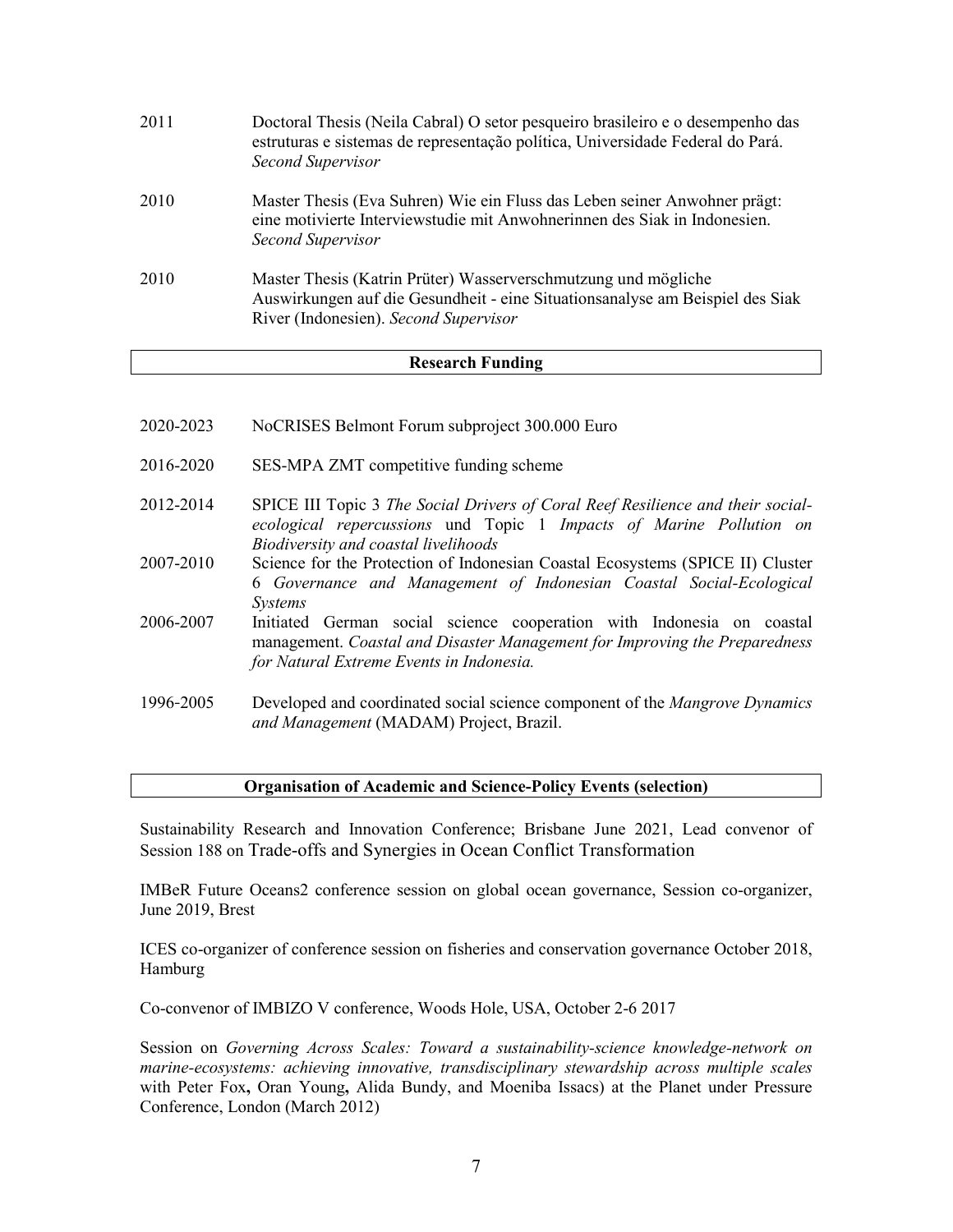2011 Doctoral Thesis (Neila Cabral) O setor pesqueiro brasileiro e o desempenho das estruturas e sistemas de representação política, Universidade Federal do Pará. *Second Supervisor*

2010 Master Thesis (Eva Suhren) Wie ein Fluss das Leben seiner Anwohner prägt: eine motivierte Interviewstudie mit Anwohnerinnen des Siak in Indonesien. *Second Supervisor*

2010 Master Thesis (Katrin Prüter) Wasserverschmutzung und mögliche Auswirkungen auf die Gesundheit - eine Situationsanalyse am Beispiel des Siak River (Indonesien). *Second Supervisor*

## Research Funding

2020-2023 NoCRISES Belmont Forum subproject 300.000 Euro

2016-2020 SES-MPA ZMT competitive funding scheme

2012-2014 SPICE III Topic 3 *The Social Drivers of Coral Reef Resilience and their social-ecological repercussions* und Topic 1 *Impacts of Marine Pollution on Biodiversity and coastal livelihoods*

2007-2010 Science for the Protection of Indonesian Coastal Ecosystems (SPICE II) Cluster 6 *Governance and Management of Indonesian Coastal Social-Ecological Systems*

2006-2007 Initiated German social science cooperation with Indonesia on coastal management. *Coastal and Disaster Management for Improving the Preparedness for Natural Extreme Events in Indonesia.*

1996-2005 Developed and coordinated social science component of the *Mangrove Dynamics and Management* (MADAM) Project, Brazil.

## Organisation of Academic and Science-Policy Events (selection)

Sustainability Research and Innovation Conference; Brisbane June 2021, Lead convenor of Session 188 on Trade-offs and Synergies in Ocean Conflict Transformation

IMBeR Future Oceans2 conference session on global ocean governance, Session co-organizer, June 2019, Brest

ICES co-organizer of conference session on fisheries and conservation governance October 2018, Hamburg

Co-convenor of IMBIZO V conference, Woods Hole, USA, October 2-6 2017

Session on *Governing Across Scales: Toward a sustainability-science knowledge-network on marine-ecosystems: achieving innovative, transdisciplinary stewardship across multiple scales* with Peter Fox**,** Oran Young**,** Alida Bundy, and Moeniba Issacs) at the Planet under Pressure Conference, London (March 2012)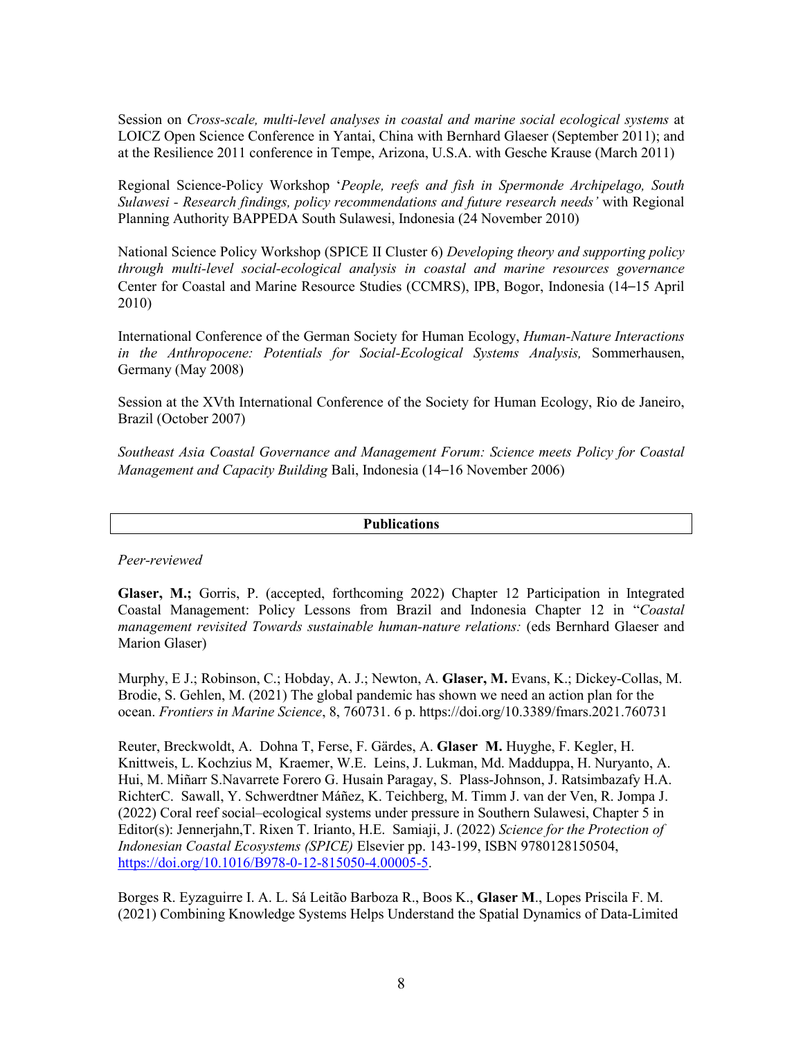Session on *Cross-scale, multi-level analyses in coastal and marine social ecological systems* at LOICZ Open Science Conference in Yantai, China with Bernhard Glaeser (September 2011); and at the Resilience 2011 conference in Tempe, Arizona, U.S.A. with Gesche Krause (March 2011)

Regional Science-Policy Workshop '*People, reefs and fish in Spermonde Archipelago, South Sulawesi - Research findings, policy recommendations and future research needs'* with Regional Planning Authority BAPPEDA South Sulawesi, Indonesia (24 November 2010)

National Science Policy Workshop (SPICE II Cluster 6) *Developing theory and supporting policy through multi-level social-ecological analysis in coastal and marine resources governance* Center for Coastal and Marine Resource Studies (CCMRS), IPB, Bogor, Indonesia (14–15 April 2010)

International Conference of the German Society for Human Ecology, *Human-Nature Interactions in the Anthropocene: Potentials for Social-Ecological Systems Analysis,* Sommerhausen, Germany (May 2008)

Session at the XVth International Conference of the Society for Human Ecology, Rio de Janeiro, Brazil (October 2007)

*Southeast Asia Coastal Governance and Management Forum: Science meets Policy for Coastal Management and Capacity Building* Bali, Indonesia (14–16 November 2006)

## Publications

*Peer-reviewed*

**Glaser, M.;** Gorris, P. (accepted, forthcoming 2022) Chapter 12 Participation in Integrated Coastal Management: Policy Lessons from Brazil and Indonesia Chapter 12 in "*Coastal management revisited Towards sustainable human-nature relations:* (eds Bernhard Glaeser and Marion Glaser)

Murphy, E J.; Robinson, C.; Hobday, A. J.; Newton, A. **Glaser, M.** Evans, K.; Dickey-Collas, M. Brodie, S. Gehlen, M. (2021) The global pandemic has shown we need an action plan for the ocean. *Frontiers in Marine Science*, 8, 760731. 6 p. https://doi.org/10.3389/fmars.2021.760731

Reuter, Breckwoldt, A. Dohna T, Ferse, F. Gärdes, A. **Glaser M.** Huyghe, F. Kegler, H. Knittweis, L. Kochzius M, Kraemer, W.E. Leins, J. Lukman, Md. Madduppa, H. Nuryanto, A. Hui, M. Miñarr S.Navarrete Forero G. Husain Paragay, S. Plass-Johnson, J. Ratsimbazafy H.A. RichterC. Sawall, Y. Schwerdtner Máñez, K. Teichberg, M. Timm J. van der Ven, R. Jompa J. (2022) Coral reef social–ecological systems under pressure in Southern Sulawesi, Chapter 5 in Editor(s): Jennerjahn,T. Rixen T. Irianto, H.E. Samiaji, J. (2022) *Science for the Protection of Indonesian Coastal Ecosystems (SPICE)* Elsevier pp. 143-199, ISBN 9780128150504, https://doi.org/10.1016/B978-0-12-815050-4.00005-5.

Borges R. Eyzaguirre I. A. L. Sá Leitão Barboza R., Boos K., **Glaser M**., Lopes Priscila F. M. (2021) Combining Knowledge Systems Helps Understand the Spatial Dynamics of Data-Limited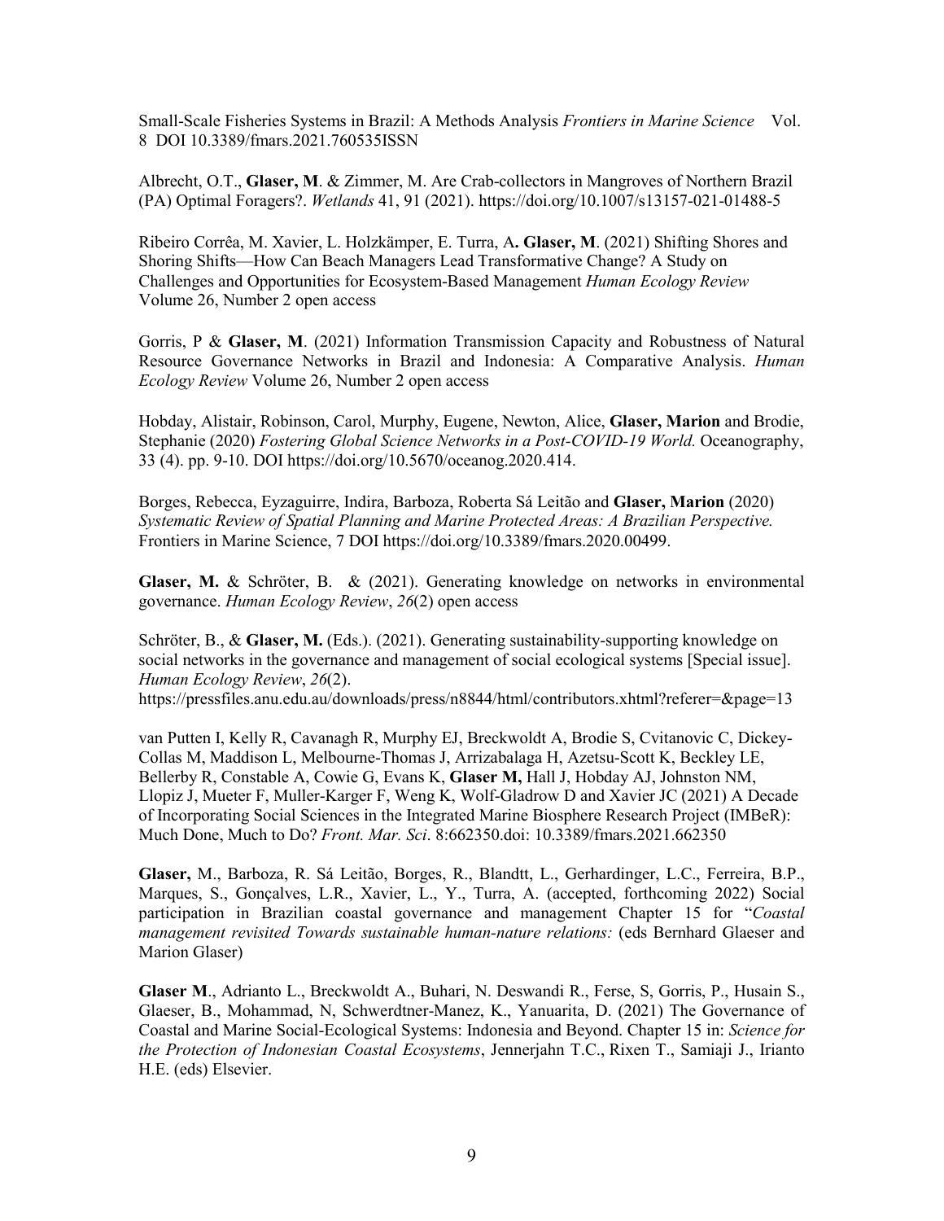Small-Scale Fisheries Systems in Brazil: A Methods Analysis *Frontiers in Marine Science* Vol. 8 DOI 10.3389/fmars.2021.760535ISSN

Albrecht, O.T., **Glaser, M**. & Zimmer, M. Are Crab-collectors in Mangroves of Northern Brazil (PA) Optimal Foragers?. *Wetlands* 41, 91 (2021). https://doi.org/10.1007/s13157-021-01488-5

Ribeiro Corrêa, M. Xavier, L. Holzkämper, E. Turra, A**. Glaser, M**. (2021) Shifting Shores and Shoring Shifts—How Can Beach Managers Lead Transformative Change? A Study on Challenges and Opportunities for Ecosystem-Based Management *Human Ecology Review* Volume 26, Number 2 open access

Gorris, P & **Glaser, M**. (2021) Information Transmission Capacity and Robustness of Natural Resource Governance Networks in Brazil and Indonesia: A Comparative Analysis. *Human Ecology Review* Volume 26, Number 2 open access

Hobday, Alistair, Robinson, Carol, Murphy, Eugene, Newton, Alice, **Glaser, Marion** and Brodie, Stephanie (2020) *Fostering Global Science Networks in a Post-COVID-19 World.* Oceanography, 33 (4). pp. 9-10. DOI https://doi.org/10.5670/oceanog.2020.414.

Borges, Rebecca, Eyzaguirre, Indira, Barboza, Roberta Sá Leitão and **Glaser, Marion** (2020) *Systematic Review of Spatial Planning and Marine Protected Areas: A Brazilian Perspective.* Frontiers in Marine Science, 7 DOI https://doi.org/10.3389/fmars.2020.00499.

**Glaser, M.** & Schröter, B. & (2021). Generating knowledge on networks in environmental governance. *Human Ecology Review*, *26*(2) open access

Schröter, B., & **Glaser, M.** (Eds.). (2021). Generating sustainability-supporting knowledge on social networks in the governance and management of social ecological systems [Special issue]. *Human Ecology Review*, *26*(2).
https://pressfiles.anu.edu.au/downloads/press/n8844/html/contributors.xhtml?referer=&page=13

van Putten I, Kelly R, Cavanagh R, Murphy EJ, Breckwoldt A, Brodie S, Cvitanovic C, Dickey-Collas M, Maddison L, Melbourne-Thomas J, Arrizabalaga H, Azetsu-Scott K, Beckley LE, Bellerby R, Constable A, Cowie G, Evans K, **Glaser M,** Hall J, Hobday AJ, Johnston NM, Llopiz J, Mueter F, Muller-Karger F, Weng K, Wolf-Gladrow D and Xavier JC (2021) A Decade of Incorporating Social Sciences in the Integrated Marine Biosphere Research Project (IMBeR): Much Done, Much to Do? *Front. Mar. Sci*. 8:662350.doi: 10.3389/fmars.2021.662350

**Glaser,** M., Barboza, R. Sá Leitão, Borges, R., Blandtt, L., Gerhardinger, L.C., Ferreira, B.P., Marques, S., Gonçalves, L.R., Xavier, L., Y., Turra, A. (accepted, forthcoming 2022) Social participation in Brazilian coastal governance and management Chapter 15 for "*Coastal management revisited Towards sustainable human-nature relations:* (eds Bernhard Glaeser and Marion Glaser)

**Glaser M**., Adrianto L., Breckwoldt A., Buhari, N. Deswandi R., Ferse, S, Gorris, P., Husain S., Glaeser, B., Mohammad, N, Schwerdtner-Manez, K., Yanuarita, D. (2021) The Governance of Coastal and Marine Social-Ecological Systems: Indonesia and Beyond. Chapter 15 in: *Science for the Protection of Indonesian Coastal Ecosystems*, Jennerjahn T.C., Rixen T., Samiaji J., Irianto H.E. (eds) Elsevier.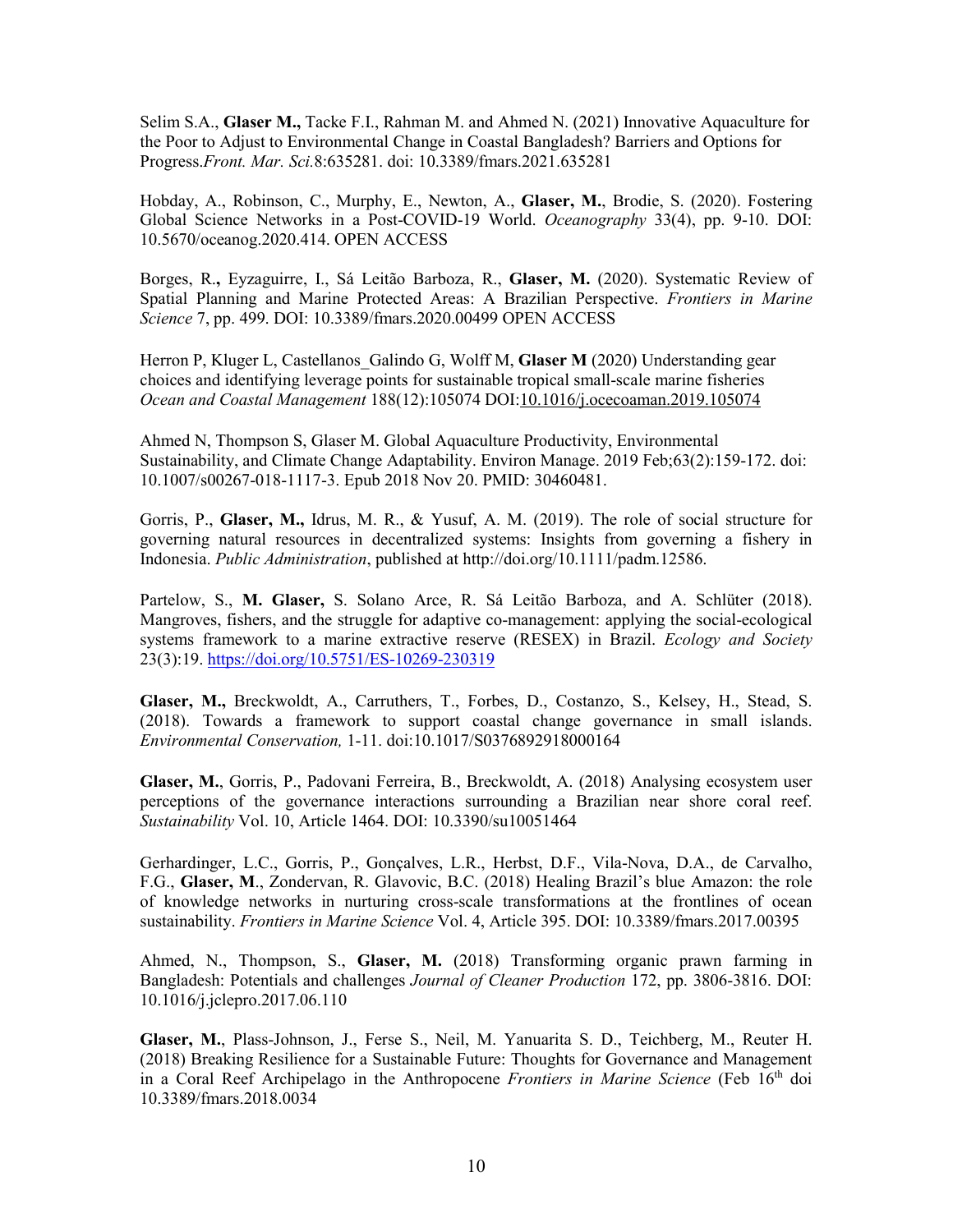Selim S.A., **Glaser M.,** Tacke F.I., Rahman M. and Ahmed N. (2021) Innovative Aquaculture for the Poor to Adjust to Environmental Change in Coastal Bangladesh? Barriers and Options for Progress.*Front. Mar. Sci.*8:635281. doi: 10.3389/fmars.2021.635281

Hobday, A., Robinson, C., Murphy, E., Newton, A., **Glaser, M.**, Brodie, S. (2020). Fostering Global Science Networks in a Post-COVID-19 World. *Oceanography* 33(4), pp. 9-10. DOI: 10.5670/oceanog.2020.414. OPEN ACCESS

Borges, R.**,** Eyzaguirre, I., Sá Leitão Barboza, R., **Glaser, M.** (2020). Systematic Review of Spatial Planning and Marine Protected Areas: A Brazilian Perspective. *Frontiers in Marine Science* 7, pp. 499. DOI: 10.3389/fmars.2020.00499 OPEN ACCESS

Herron P, Kluger L, Castellanos_Galindo G, Wolff M, **Glaser M** (2020) Understanding gear choices and identifying leverage points for sustainable tropical small-scale marine fisheries *Ocean and Coastal Management* 188(12):105074 DOI:10.1016/j.ocecoaman.2019.105074

Ahmed N, Thompson S, Glaser M. Global Aquaculture Productivity, Environmental Sustainability, and Climate Change Adaptability. Environ Manage. 2019 Feb;63(2):159-172. doi: 10.1007/s00267-018-1117-3. Epub 2018 Nov 20. PMID: 30460481.

Gorris, P., **Glaser, M.,** Idrus, M. R., & Yusuf, A. M. (2019). The role of social structure for governing natural resources in decentralized systems: Insights from governing a fishery in Indonesia. *Public Administration*, published at http://doi.org/10.1111/padm.12586.

Partelow, S., **M. Glaser,** S. Solano Arce, R. Sá Leitão Barboza, and A. Schlüter (2018). Mangroves, fishers, and the struggle for adaptive co-management: applying the social-ecological systems framework to a marine extractive reserve (RESEX) in Brazil. *Ecology and Society* 23(3):19. https://doi.org/10.5751/ES-10269-230319

**Glaser, M.,** Breckwoldt, A., Carruthers, T., Forbes, D., Costanzo, S., Kelsey, H., Stead, S. (2018). Towards a framework to support coastal change governance in small islands. *Environmental Conservation,* 1-11. doi:10.1017/S0376892918000164

**Glaser, M.**, Gorris, P., Padovani Ferreira, B., Breckwoldt, A. (2018) Analysing ecosystem user perceptions of the governance interactions surrounding a Brazilian near shore coral reef. *Sustainability* Vol. 10, Article 1464. DOI: 10.3390/su10051464

Gerhardinger, L.C., Gorris, P., Gonçalves, L.R., Herbst, D.F., Vila-Nova, D.A., de Carvalho, F.G., **Glaser, M**., Zondervan, R. Glavovic, B.C. (2018) Healing Brazil's blue Amazon: the role of knowledge networks in nurturing cross-scale transformations at the frontlines of ocean sustainability. *Frontiers in Marine Science* Vol. 4, Article 395. DOI: 10.3389/fmars.2017.00395

Ahmed, N., Thompson, S., **Glaser, M.** (2018) Transforming organic prawn farming in Bangladesh: Potentials and challenges *Journal of Cleaner Production* 172, pp. 3806-3816. DOI: 10.1016/j.jclepro.2017.06.110

**Glaser, M.**, Plass-Johnson, J., Ferse S., Neil, M. Yanuarita S. D., Teichberg, M., Reuter H. (2018) Breaking Resilience for a Sustainable Future: Thoughts for Governance and Management in a Coral Reef Archipelago in the Anthropocene *Frontiers in Marine Science* (Feb 16th doi 10.3389/fmars.2018.0034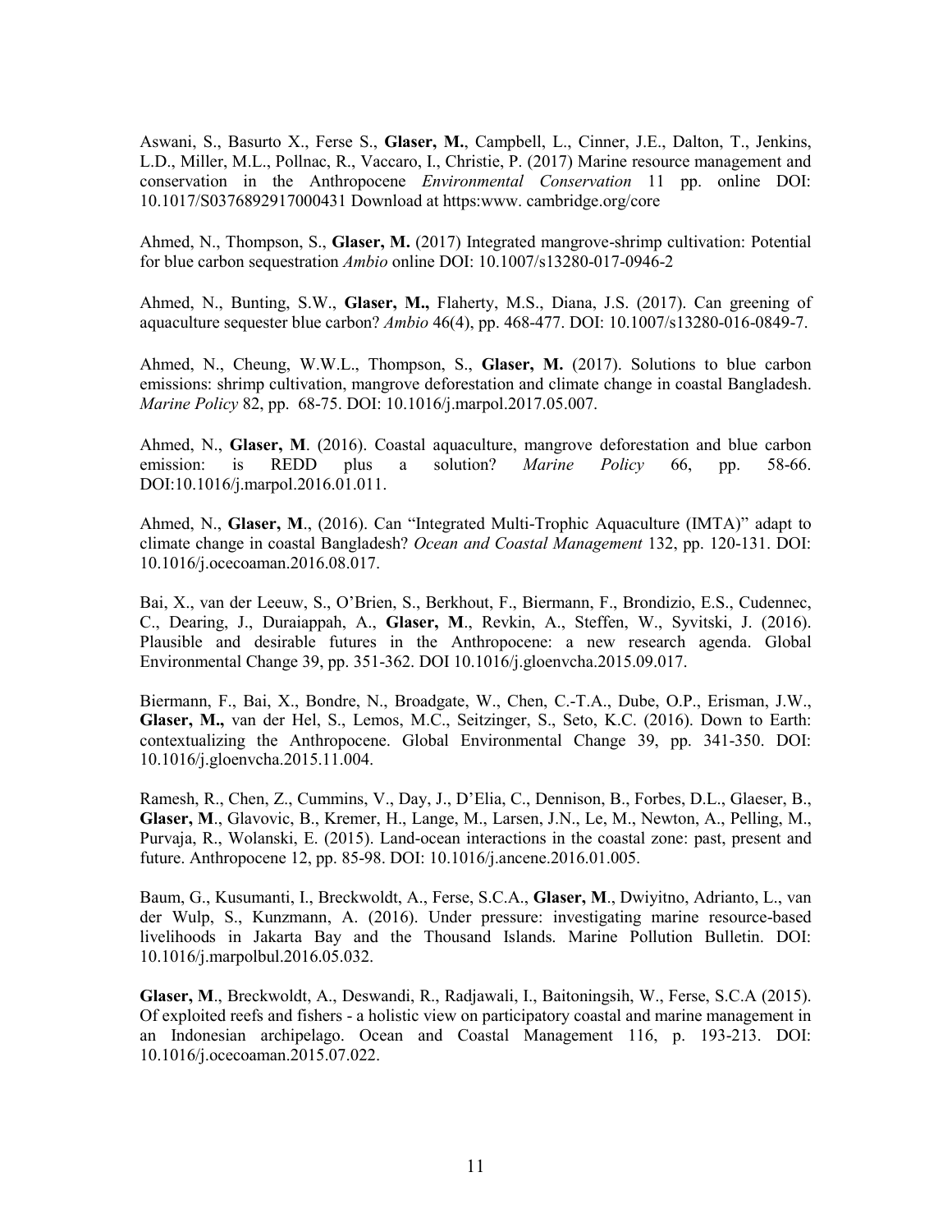Aswani, S., Basurto X., Ferse S., **Glaser, M.**, Campbell, L., Cinner, J.E., Dalton, T., Jenkins, L.D., Miller, M.L., Pollnac, R., Vaccaro, I., Christie, P. (2017) Marine resource management and conservation in the Anthropocene *Environmental Conservation* 11 pp. online DOI: 10.1017/S0376892917000431 Download at https:www. cambridge.org/core

Ahmed, N., Thompson, S., **Glaser, M.** (2017) Integrated mangrove-shrimp cultivation: Potential for blue carbon sequestration *Ambio* online DOI: 10.1007/s13280-017-0946-2

Ahmed, N., Bunting, S.W., **Glaser, M.,** Flaherty, M.S., Diana, J.S. (2017). Can greening of aquaculture sequester blue carbon? *Ambio* 46(4), pp. 468-477. DOI: 10.1007/s13280-016-0849-7.

Ahmed, N., Cheung, W.W.L., Thompson, S., **Glaser, M.** (2017). Solutions to blue carbon emissions: shrimp cultivation, mangrove deforestation and climate change in coastal Bangladesh. *Marine Policy* 82, pp. 68-75. DOI: 10.1016/j.marpol.2017.05.007.

Ahmed, N., **Glaser, M**. (2016). Coastal aquaculture, mangrove deforestation and blue carbon emission: is REDD plus a solution? *Marine Policy* 66, pp. 58-66. DOI:10.1016/j.marpol.2016.01.011.

Ahmed, N., **Glaser, M**., (2016). Can "Integrated Multi-Trophic Aquaculture (IMTA)" adapt to climate change in coastal Bangladesh? *Ocean and Coastal Management* 132, pp. 120-131. DOI: 10.1016/j.ocecoaman.2016.08.017.

Bai, X., van der Leeuw, S., O'Brien, S., Berkhout, F., Biermann, F., Brondizio, E.S., Cudennec, C., Dearing, J., Duraiappah, A., **Glaser, M**., Revkin, A., Steffen, W., Syvitski, J. (2016). Plausible and desirable futures in the Anthropocene: a new research agenda. Global Environmental Change 39, pp. 351-362. DOI 10.1016/j.gloenvcha.2015.09.017.

Biermann, F., Bai, X., Bondre, N., Broadgate, W., Chen, C.-T.A., Dube, O.P., Erisman, J.W., **Glaser, M.,** van der Hel, S., Lemos, M.C., Seitzinger, S., Seto, K.C. (2016). Down to Earth: contextualizing the Anthropocene. Global Environmental Change 39, pp. 341-350. DOI: 10.1016/j.gloenvcha.2015.11.004.

Ramesh, R., Chen, Z., Cummins, V., Day, J., D'Elia, C., Dennison, B., Forbes, D.L., Glaeser, B., **Glaser, M**., Glavovic, B., Kremer, H., Lange, M., Larsen, J.N., Le, M., Newton, A., Pelling, M., Purvaja, R., Wolanski, E. (2015). Land-ocean interactions in the coastal zone: past, present and future. Anthropocene 12, pp. 85-98. DOI: 10.1016/j.ancene.2016.01.005.

Baum, G., Kusumanti, I., Breckwoldt, A., Ferse, S.C.A., **Glaser, M**., Dwiyitno, Adrianto, L., van der Wulp, S., Kunzmann, A. (2016). Under pressure: investigating marine resource-based livelihoods in Jakarta Bay and the Thousand Islands. Marine Pollution Bulletin. DOI: 10.1016/j.marpolbul.2016.05.032.

**Glaser, M**., Breckwoldt, A., Deswandi, R., Radjawali, I., Baitoningsih, W., Ferse, S.C.A (2015). Of exploited reefs and fishers - a holistic view on participatory coastal and marine management in an Indonesian archipelago. Ocean and Coastal Management 116, p. 193-213. DOI: 10.1016/j.ocecoaman.2015.07.022.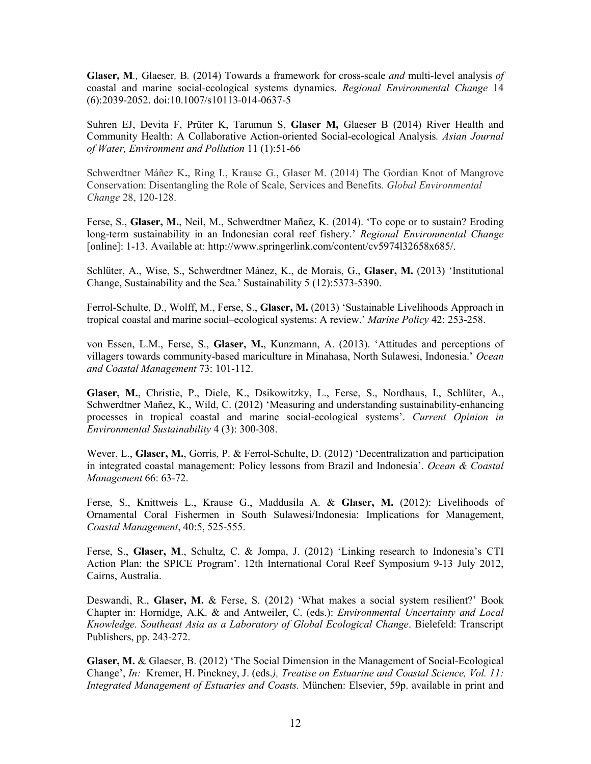**Glaser, M***.,* Glaeser*,* B. (2014) Towards a framework for cross-scale *and* multi-level analysis *of* coastal and marine social-ecological systems dynamics. *Regional Environmental Change* 14 (6):2039-2052. doi:10.1007/s10113-014-0637-5

Suhren EJ, Devita F, Prüter K, Tarumun S, **Glaser M,** Glaeser B (2014) River Health and Community Health: A Collaborative Action-oriented Social-ecological Analysis*. Asian Journal of Water, Environment and Pollution* 11 (1):51-66

Schwerdtner Máñez K**.**, Ring I., Krause G., Glaser M. (2014) The Gordian Knot of Mangrove Conservation: Disentangling the Role of Scale, Services and Benefits. *Global Environmental Change* 28, 120-128.

Ferse, S., **Glaser, M.**, Neil, M., Schwerdtner Mañez, K. (2014). 'To cope or to sustain? Eroding long-term sustainability in an Indonesian coral reef fishery.' *Regional Environmental Change* [online]: 1-13. Available at: http://www.springerlink.com/content/cv5974l32658x685/.

Schlüter, A., Wise, S., Schwerdtner Mánez, K., de Morais, G., **Glaser, M.** (2013) 'Institutional Change, Sustainability and the Sea.' Sustainability 5 (12):5373-5390.

Ferrol-Schulte, D., Wolff, M., Ferse, S., **Glaser, M.** (2013) 'Sustainable Livelihoods Approach in tropical coastal and marine social–ecological systems: A review.' *Marine Policy* 42: 253-258.

von Essen, L.M., Ferse, S., **Glaser, M.**, Kunzmann, A. (2013). 'Attitudes and perceptions of villagers towards community-based mariculture in Minahasa, North Sulawesi, Indonesia.' *Ocean and Coastal Management* 73: 101-112.

**Glaser, M.**, Christie, P., Diele, K., Dsikowitzky, L., Ferse, S., Nordhaus, I., Schlüter, A., Schwerdtner Mañez, K., Wild, C. (2012) 'Measuring and understanding sustainability-enhancing processes in tropical coastal and marine social-ecological systems'. *Current Opinion in Environmental Sustainability* 4 (3): 300-308.

Wever, L., **Glaser, M.**, Gorris, P. & Ferrol-Schulte, D. (2012) 'Decentralization and participation in integrated coastal management: Policy lessons from Brazil and Indonesia'. *Ocean & Coastal Management* 66: 63-72.

Ferse, S., Knittweis L., Krause G., Maddusila A. & **Glaser, M.** (2012): Livelihoods of Ornamental Coral Fishermen in South Sulawesi/Indonesia: Implications for Management, *Coastal Management*, 40:5, 525-555.

Ferse, S., **Glaser, M**., Schultz, C. & Jompa, J. (2012) 'Linking research to Indonesia's CTI Action Plan: the SPICE Program'. 12th International Coral Reef Symposium 9-13 July 2012, Cairns, Australia.

Deswandi, R., **Glaser, M.** & Ferse, S. (2012) 'What makes a social system resilient?' Book Chapter in: Hornidge, A.K. & and Antweiler, C. (eds.): *Environmental Uncertainty and Local Knowledge. Southeast Asia as a Laboratory of Global Ecological Change*. Bielefeld: Transcript Publishers, pp. 243-272.

**Glaser, M.** & Glaeser, B. (2012) 'The Social Dimension in the Management of Social-Ecological Change', *In:* Kremer, H. Pinckney, J. (eds*.), Treatise on Estuarine and Coastal Science, Vol. 11: Integrated Management of Estuaries and Coasts.* München: Elsevier, 59p. available in print and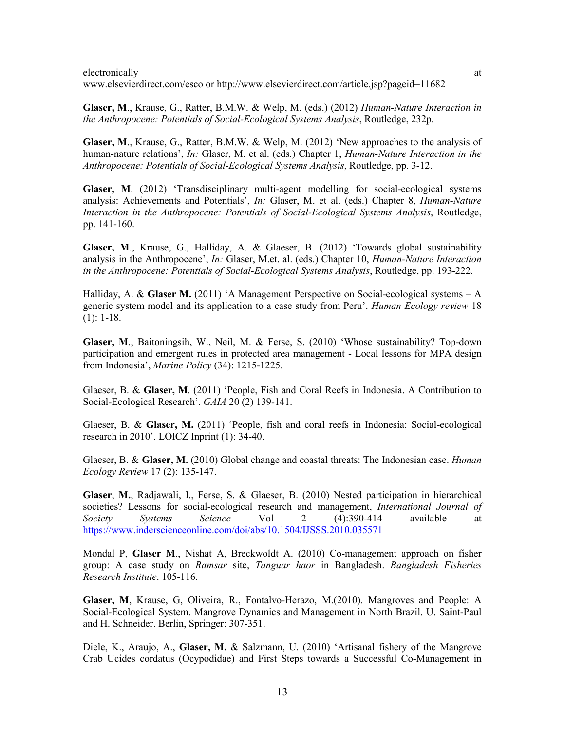electronically at www.elsevierdirect.com/esco or http://www.elsevierdirect.com/article.jsp?pageid=11682

**Glaser, M**., Krause, G., Ratter, B.M.W. & Welp, M. (eds.) (2012) *Human-Nature Interaction in the Anthropocene: Potentials of Social-Ecological Systems Analysis*, Routledge, 232p.

**Glaser, M**., Krause, G., Ratter, B.M.W. & Welp, M. (2012) 'New approaches to the analysis of human-nature relations', *In:* Glaser, M. et al. (eds.) Chapter 1, *Human-Nature Interaction in the Anthropocene: Potentials of Social-Ecological Systems Analysis*, Routledge, pp. 3-12.

**Glaser, M**. (2012) 'Transdisciplinary multi-agent modelling for social-ecological systems analysis: Achievements and Potentials', *In:* Glaser, M. et al. (eds.) Chapter 8, *Human-Nature Interaction in the Anthropocene: Potentials of Social-Ecological Systems Analysis*, Routledge, pp. 141-160.

**Glaser, M**., Krause, G., Halliday, A. & Glaeser, B. (2012) 'Towards global sustainability analysis in the Anthropocene', *In:* Glaser, M.et. al. (eds.) Chapter 10, *Human-Nature Interaction in the Anthropocene: Potentials of Social-Ecological Systems Analysis*, Routledge, pp. 193-222.

Halliday, A. & **Glaser M.** (2011) 'A Management Perspective on Social-ecological systems – A generic system model and its application to a case study from Peru'. *Human Ecology review* 18 (1): 1-18.

**Glaser, M**., Baitoningsih, W., Neil, M. & Ferse, S. (2010) 'Whose sustainability? Top-down participation and emergent rules in protected area management - Local lessons for MPA design from Indonesia', *Marine Policy* (34): 1215-1225.

Glaeser, B. & **Glaser, M**. (2011) 'People, Fish and Coral Reefs in Indonesia. A Contribution to Social-Ecological Research'. *GAIA* 20 (2) 139-141.

Glaeser, B. & **Glaser, M.** (2011) 'People, fish and coral reefs in Indonesia: Social-ecological research in 2010'. LOICZ Inprint (1): 34-40.

Glaeser, B. & **Glaser, M.** (2010) Global change and coastal threats: The Indonesian case. *Human Ecology Review* 17 (2): 135-147.

**Glaser**, **M.**, Radjawali, I., Ferse, S. & Glaeser, B. (2010) Nested participation in hierarchical societies? Lessons for social-ecological research and management, *International Journal of Society Systems Science* Vol 2 (4):390-414 available at https://www.inderscienceonline.com/doi/abs/10.1504/IJSSS.2010.035571

Mondal P, **Glaser M**., Nishat A, Breckwoldt A. (2010) Co-management approach on fisher group: A case study on *Ramsar* site, *Tanguar haor* in Bangladesh. *Bangladesh Fisheries Research Institute*. 105-116.

**Glaser, M**, Krause, G, Oliveira, R., Fontalvo-Herazo, M.(2010). Mangroves and People: A Social-Ecological System. Mangrove Dynamics and Management in North Brazil. U. Saint-Paul and H. Schneider. Berlin, Springer: 307-351.

Diele, K., Araujo, A., **Glaser, M.** & Salzmann, U. (2010) 'Artisanal fishery of the Mangrove Crab Ucides cordatus (Ocypodidae) and First Steps towards a Successful Co-Management in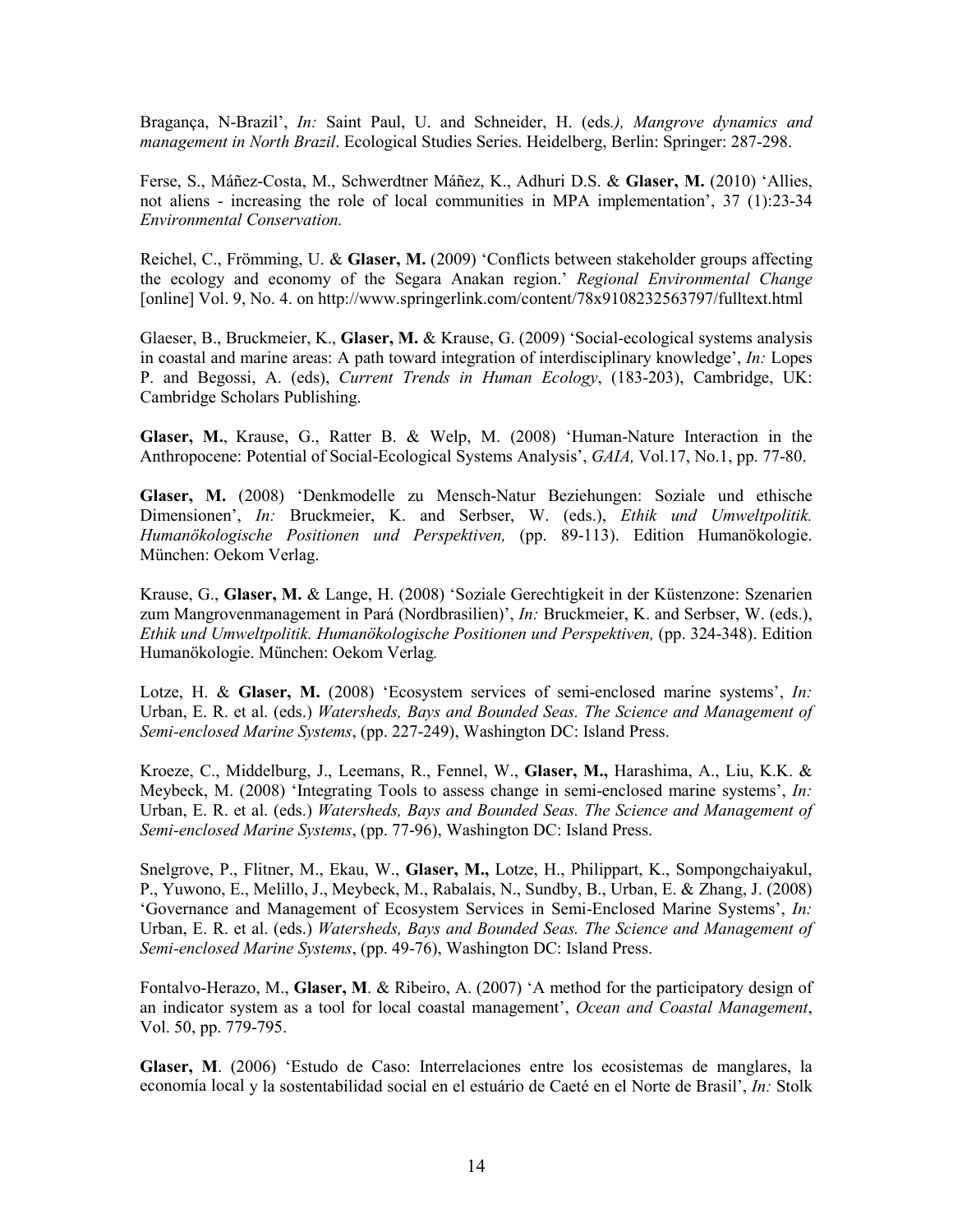Bragança, N-Brazil', *In:* Saint Paul, U. and Schneider, H. (eds*.), Mangrove dynamics and management in North Brazil*. Ecological Studies Series. Heidelberg, Berlin: Springer: 287-298.

Ferse, S., Máñez-Costa, M., Schwerdtner Máñez, K., Adhuri D.S. & **Glaser, M.** (2010) 'Allies, not aliens - increasing the role of local communities in MPA implementation', 37 (1):23-34 *Environmental Conservation.*

Reichel, C., Frömming, U. & **Glaser, M.** (2009) 'Conflicts between stakeholder groups affecting the ecology and economy of the Segara Anakan region.' *Regional Environmental Change* [online] Vol. 9, No. 4. on http://www.springerlink.com/content/78x9108232563797/fulltext.html

Glaeser, B., Bruckmeier, K., **Glaser, M.** & Krause, G. (2009) 'Social-ecological systems analysis in coastal and marine areas: A path toward integration of interdisciplinary knowledge', *In:* Lopes P. and Begossi, A. (eds), *Current Trends in Human Ecology*, (183-203), Cambridge, UK: Cambridge Scholars Publishing.

**Glaser, M.**, Krause, G., Ratter B. & Welp, M. (2008) 'Human-Nature Interaction in the Anthropocene: Potential of Social-Ecological Systems Analysis', *GAIA,* Vol.17, No.1, pp. 77-80.

**Glaser, M.** (2008) 'Denkmodelle zu Mensch-Natur Beziehungen: Soziale und ethische Dimensionen', *In:* Bruckmeier, K. and Serbser, W. (eds.), *Ethik und Umweltpolitik. Humanökologische Positionen und Perspektiven,* (pp. 89-113). Edition Humanökologie. München: Oekom Verlag.

Krause, G., **Glaser, M.** & Lange, H. (2008) 'Soziale Gerechtigkeit in der Küstenzone: Szenarien zum Mangrovenmanagement in Pará (Nordbrasilien)', *In:* Bruckmeier, K. and Serbser, W. (eds.), *Ethik und Umweltpolitik. Humanökologische Positionen und Perspektiven,* (pp. 324-348). Edition Humanökologie. München: Oekom Verlag*.*

Lotze, H. & **Glaser, M.** (2008) 'Ecosystem services of semi-enclosed marine systems', *In:* Urban, E. R. et al. (eds.) *Watersheds, Bays and Bounded Seas. The Science and Management of Semi-enclosed Marine Systems*, (pp. 227-249), Washington DC: Island Press.

Kroeze, C., Middelburg, J., Leemans, R., Fennel, W., **Glaser, M.,** Harashima, A., Liu, K.K. & Meybeck, M. (2008) 'Integrating Tools to assess change in semi-enclosed marine systems', *In:* Urban, E. R. et al. (eds.) *Watersheds, Bays and Bounded Seas. The Science and Management of Semi-enclosed Marine Systems*, (pp. 77-96), Washington DC: Island Press.

Snelgrove, P., Flitner, M., Ekau, W., **Glaser, M.,** Lotze, H., Philippart, K., Sompongchaiyakul, P., Yuwono, E., Melillo, J., Meybeck, M., Rabalais, N., Sundby, B., Urban, E. & Zhang, J. (2008) 'Governance and Management of Ecosystem Services in Semi-Enclosed Marine Systems', *In:* Urban, E. R. et al. (eds.) *Watersheds, Bays and Bounded Seas. The Science and Management of Semi-enclosed Marine Systems*, (pp. 49-76), Washington DC: Island Press.

Fontalvo-Herazo, M., **Glaser, M**. & Ribeiro, A. (2007) 'A method for the participatory design of an indicator system as a tool for local coastal management', *Ocean and Coastal Management*, Vol. 50, pp. 779-795.

**Glaser, M**. (2006) 'Estudo de Caso: Interrelaciones entre los ecosistemas de manglares, la economía local y la sostentabilidad social en el estuário de Caeté en el Norte de Brasil', *In:* Stolk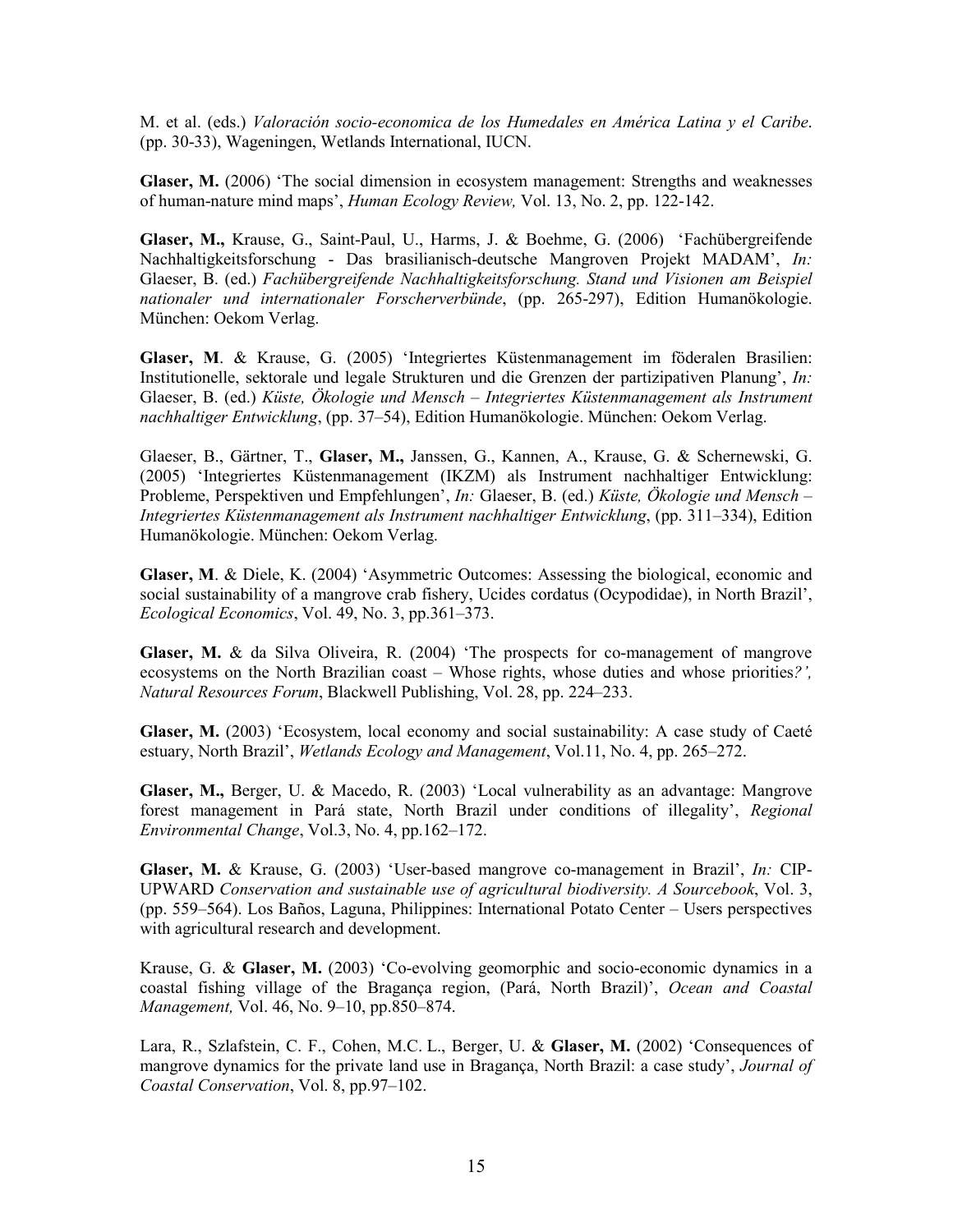M. et al. (eds.) *Valoración socio-economica de los Humedales en América Latina y el Caribe*. (pp. 30-33), Wageningen, Wetlands International, IUCN.

**Glaser, M.** (2006) 'The social dimension in ecosystem management: Strengths and weaknesses of human-nature mind maps', *Human Ecology Review,* Vol. 13, No. 2, pp. 122-142.

**Glaser, M.,** Krause, G., Saint-Paul, U., Harms, J. & Boehme, G. (2006) 'Fachübergreifende Nachhaltigkeitsforschung - Das brasilianisch-deutsche Mangroven Projekt MADAM', *In:* Glaeser, B. (ed.) *Fachübergreifende Nachhaltigkeitsforschung. Stand und Visionen am Beispiel nationaler und internationaler Forscherverbünde*, (pp. 265-297), Edition Humanökologie. München: Oekom Verlag.

**Glaser, M**. & Krause, G. (2005) 'Integriertes Küstenmanagement im föderalen Brasilien: Institutionelle, sektorale und legale Strukturen und die Grenzen der partizipativen Planung', *In:* Glaeser, B. (ed.) *Küste, Ökologie und Mensch – Integriertes Küstenmanagement als Instrument nachhaltiger Entwicklung*, (pp. 37–54), Edition Humanökologie. München: Oekom Verlag.

Glaeser, B., Gärtner, T., **Glaser, M.,** Janssen, G., Kannen, A., Krause, G. & Schernewski, G. (2005) 'Integriertes Küstenmanagement (IKZM) als Instrument nachhaltiger Entwicklung: Probleme, Perspektiven und Empfehlungen', *In:* Glaeser, B. (ed.) *Küste, Ökologie und Mensch – Integriertes Küstenmanagement als Instrument nachhaltiger Entwicklung*, (pp. 311–334), Edition Humanökologie. München: Oekom Verlag.

**Glaser, M**. & Diele, K. (2004) 'Asymmetric Outcomes: Assessing the biological, economic and social sustainability of a mangrove crab fishery, Ucides cordatus (Ocypodidae), in North Brazil', *Ecological Economics*, Vol. 49, No. 3, pp.361–373.

**Glaser, M.** & da Silva Oliveira, R. (2004) 'The prospects for co-management of mangrove ecosystems on the North Brazilian coast – Whose rights, whose duties and whose priorities*?', Natural Resources Forum*, Blackwell Publishing, Vol. 28, pp. 224–233.

**Glaser, M.** (2003) 'Ecosystem, local economy and social sustainability: A case study of Caeté estuary, North Brazil', *Wetlands Ecology and Management*, Vol.11, No. 4, pp. 265–272.

**Glaser, M.,** Berger, U. & Macedo, R. (2003) 'Local vulnerability as an advantage: Mangrove forest management in Pará state, North Brazil under conditions of illegality', *Regional Environmental Change*, Vol.3, No. 4, pp.162–172.

**Glaser, M.** & Krause, G. (2003) 'User-based mangrove co-management in Brazil', *In:* CIP-UPWARD *Conservation and sustainable use of agricultural biodiversity. A Sourcebook*, Vol. 3, (pp. 559–564). Los Baños, Laguna, Philippines: International Potato Center – Users perspectives with agricultural research and development.

Krause, G. & **Glaser, M.** (2003) 'Co-evolving geomorphic and socio-economic dynamics in a coastal fishing village of the Bragança region, (Pará, North Brazil)', *Ocean and Coastal Management,* Vol. 46, No. 9–10, pp.850–874.

Lara, R., Szlafstein, C. F., Cohen, M.C. L., Berger, U. & **Glaser, M.** (2002) 'Consequences of mangrove dynamics for the private land use in Bragança, North Brazil: a case study', *Journal of Coastal Conservation*, Vol. 8, pp.97–102.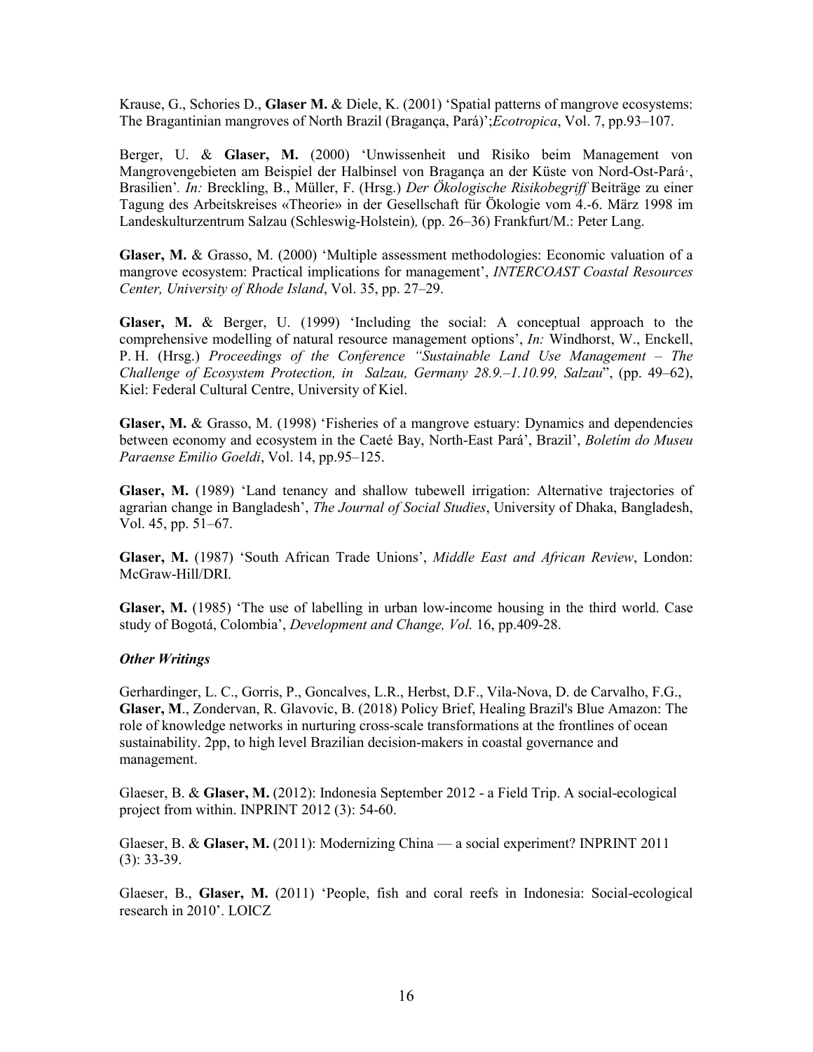Krause, G., Schories D., **Glaser M.** & Diele, K. (2001) 'Spatial patterns of mangrove ecosystems: The Bragantinian mangroves of North Brazil (Bragança, Pará)';*Ecotropica*, Vol. 7, pp.93–107.

Berger, U. & **Glaser, M.** (2000) 'Unwissenheit und Risiko beim Management von Mangrovengebieten am Beispiel der Halbinsel von Bragança an der Küste von Nord-Ost-Pará·, Brasilien'. *In:* Breckling, B., Müller, F. (Hrsg.) *Der Ökologische Risikobegriff* Beiträge zu einer Tagung des Arbeitskreises «Theorie» in der Gesellschaft für Ökologie vom 4.-6. März 1998 im Landeskulturzentrum Salzau (Schleswig-Holstein)*,* (pp. 26–36) Frankfurt/M.: Peter Lang.

**Glaser, M.** & Grasso, M. (2000) 'Multiple assessment methodologies: Economic valuation of a mangrove ecosystem: Practical implications for management', *INTERCOAST Coastal Resources Center, University of Rhode Island*, Vol. 35, pp. 27–29.

**Glaser, M.** & Berger, U. (1999) 'Including the social: A conceptual approach to the comprehensive modelling of natural resource management options', *In:* Windhorst, W., Enckell, P. H. (Hrsg.) *Proceedings of the Conference "Sustainable Land Use Management – The Challenge of Ecosystem Protection, in Salzau, Germany 28.9.–1.10.99, Salzau*", (pp. 49–62), Kiel: Federal Cultural Centre, University of Kiel.

**Glaser, M.** & Grasso, M. (1998) 'Fisheries of a mangrove estuary: Dynamics and dependencies between economy and ecosystem in the Caeté Bay, North-East Pará', Brazil', *Boletím do Museu Paraense Emilio Goeldi*, Vol. 14, pp.95–125.

**Glaser, M.** (1989) 'Land tenancy and shallow tubewell irrigation: Alternative trajectories of agrarian change in Bangladesh', *The Journal of Social Studies*, University of Dhaka, Bangladesh, Vol. 45, pp. 51–67.

**Glaser, M.** (1987) 'South African Trade Unions', *Middle East and African Review*, London: McGraw-Hill/DRI.

**Glaser, M.** (1985) 'The use of labelling in urban low-income housing in the third world. Case study of Bogotá, Colombia', *Development and Change, Vol.* 16, pp.409-28.

***Other Writings***

Gerhardinger, L. C., Gorris, P., Goncalves, L.R., Herbst, D.F., Vila-Nova, D. de Carvalho, F.G., **Glaser, M**., Zondervan, R. Glavovic, B. (2018) Policy Brief, Healing Brazil's Blue Amazon: The role of knowledge networks in nurturing cross-scale transformations at the frontlines of ocean sustainability. 2pp, to high level Brazilian decision-makers in coastal governance and management.

Glaeser, B. & **Glaser, M.** (2012): Indonesia September 2012 - a Field Trip. A social-ecological project from within. INPRINT 2012 (3): 54-60.

Glaeser, B. & **Glaser, M.** (2011): Modernizing China — a social experiment? INPRINT 2011 (3): 33-39.

Glaeser, B., **Glaser, M.** (2011) 'People, fish and coral reefs in Indonesia: Social-ecological research in 2010'. LOICZ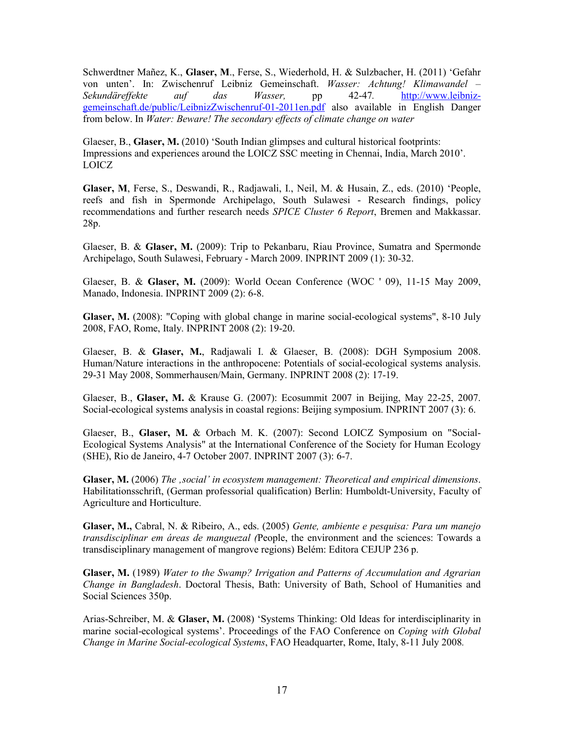Schwerdtner Mañez, K., **Glaser, M**., Ferse, S., Wiederhold, H. & Sulzbacher, H. (2011) 'Gefahr von unten'. In: Zwischenruf Leibniz Gemeinschaft. *Wasser: Achtung! Klimawandel – Sekundäreffekte auf das Wasser,* pp 42-47*.* [http://www.leibniz-gemeinschaft.de/public/LeibnizZwischenruf-01-2011en.pdf](http://www.leibniz-gemeinschaft.de/public/LeibnizZwischenruf-01-2011en.pdf) also available in English Danger from below. In *Water: Beware! The secondary effects of climate change on water*

Glaeser, B., **Glaser, M.** (2010) 'South Indian glimpses and cultural historical footprints: Impressions and experiences around the LOICZ SSC meeting in Chennai, India, March 2010'. LOICZ

**Glaser, M**, Ferse, S., Deswandi, R., Radjawali, I., Neil, M. & Husain, Z., eds. (2010) 'People, reefs and fish in Spermonde Archipelago, South Sulawesi - Research findings, policy recommendations and further research needs *SPICE Cluster 6 Report*, Bremen and Makkassar. 28p.

Glaeser, B. & **Glaser, M.** (2009): Trip to Pekanbaru, Riau Province, Sumatra and Spermonde Archipelago, South Sulawesi, February - March 2009. INPRINT 2009 (1): 30-32.

Glaeser, B. & **Glaser, M.** (2009): World Ocean Conference (WOC ' 09), 11-15 May 2009, Manado, Indonesia. INPRINT 2009 (2): 6-8.

**Glaser, M.** (2008): "Coping with global change in marine social-ecological systems", 8-10 July 2008, FAO, Rome, Italy. INPRINT 2008 (2): 19-20.

Glaeser, B. & **Glaser, M.**, Radjawali I. & Glaeser, B. (2008): DGH Symposium 2008. Human/Nature interactions in the anthropocene: Potentials of social-ecological systems analysis. 29-31 May 2008, Sommerhausen/Main, Germany. INPRINT 2008 (2): 17-19.

Glaeser, B., **Glaser, M.** & Krause G. (2007): Ecosummit 2007 in Beijing, May 22-25, 2007. Social-ecological systems analysis in coastal regions: Beijing symposium. INPRINT 2007 (3): 6.

Glaeser, B., **Glaser, M.** & Orbach M. K. (2007): Second LOICZ Symposium on "Social-Ecological Systems Analysis" at the International Conference of the Society for Human Ecology (SHE), Rio de Janeiro, 4-7 October 2007. INPRINT 2007 (3): 6-7.

**Glaser, M.** (2006) *The ‚social' in ecosystem management: Theoretical and empirical dimensions*. Habilitationsschrift, (German professorial qualification) Berlin: Humboldt-University, Faculty of Agriculture and Horticulture.

**Glaser, M.,** Cabral, N. & Ribeiro, A., eds. (2005) *Gente, ambiente e pesquisa: Para um manejo transdisciplinar em áreas de manguezal (*People, the environment and the sciences: Towards a transdisciplinary management of mangrove regions) Belém: Editora CEJUP 236 p.

**Glaser, M.** (1989) *Water to the Swamp? Irrigation and Patterns of Accumulation and Agrarian Change in Bangladesh*. Doctoral Thesis, Bath: University of Bath, School of Humanities and Social Sciences 350p.

Arias-Schreiber, M. & **Glaser, M.** (2008) 'Systems Thinking: Old Ideas for interdisciplinarity in marine social-ecological systems'. Proceedings of the FAO Conference on *Coping with Global Change in Marine Social-ecological Systems*, FAO Headquarter, Rome, Italy, 8-11 July 2008*.*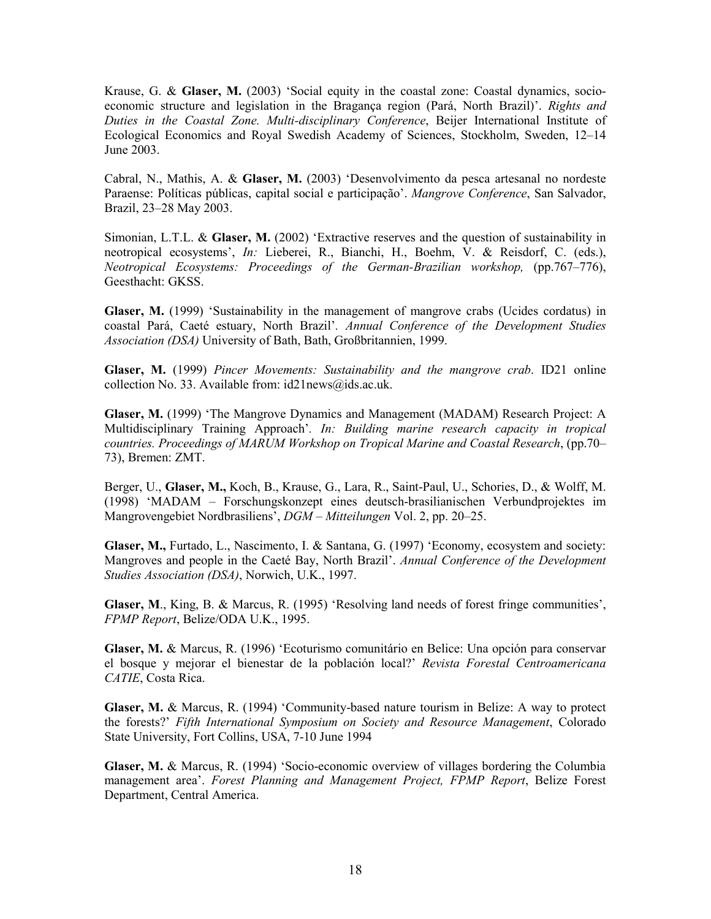Krause, G. & **Glaser, M.** (2003) 'Social equity in the coastal zone: Coastal dynamics, socio-economic structure and legislation in the Bragança region (Pará, North Brazil)'. *Rights and Duties in the Coastal Zone. Multi-disciplinary Conference*, Beijer International Institute of Ecological Economics and Royal Swedish Academy of Sciences, Stockholm, Sweden, 12–14 June 2003.

Cabral, N., Mathis, A. & **Glaser, M.** (2003) 'Desenvolvimento da pesca artesanal no nordeste Paraense: Políticas públicas, capital social e participação'. *Mangrove Conference*, San Salvador, Brazil, 23–28 May 2003.

Simonian, L.T.L. & **Glaser, M.** (2002) 'Extractive reserves and the question of sustainability in neotropical ecosystems', *In:* Lieberei, R., Bianchi, H., Boehm, V. & Reisdorf, C. (eds.), *Neotropical Ecosystems: Proceedings of the German-Brazilian workshop,* (pp.767–776), Geesthacht: GKSS.

**Glaser, M.** (1999) 'Sustainability in the management of mangrove crabs (Ucides cordatus) in coastal Pará, Caeté estuary, North Brazil'. *Annual Conference of the Development Studies Association (DSA)* University of Bath, Bath, Großbritannien, 1999.

**Glaser, M.** (1999) *Pincer Movements: Sustainability and the mangrove crab*. ID21 online collection No. 33. Available from: id21news@ids.ac.uk.

**Glaser, M.** (1999) 'The Mangrove Dynamics and Management (MADAM) Research Project: A Multidisciplinary Training Approach'. *In: Building marine research capacity in tropical countries. Proceedings of MARUM Workshop on Tropical Marine and Coastal Research*, (pp.70–73), Bremen: ZMT.

Berger, U., **Glaser, M.,** Koch, B., Krause, G., Lara, R., Saint-Paul, U., Schories, D., & Wolff, M. (1998) 'MADAM – Forschungskonzept eines deutsch-brasilianischen Verbundprojektes im Mangrovengebiet Nordbrasiliens', *DGM – Mitteilungen* Vol. 2, pp. 20–25.

**Glaser, M.,** Furtado, L., Nascimento, I. & Santana, G. (1997) 'Economy, ecosystem and society: Mangroves and people in the Caeté Bay, North Brazil'. *Annual Conference of the Development Studies Association (DSA)*, Norwich, U.K., 1997.

**Glaser, M**., King, B. & Marcus, R. (1995) 'Resolving land needs of forest fringe communities', *FPMP Report*, Belize/ODA U.K., 1995.

**Glaser, M.** & Marcus, R. (1996) 'Ecoturismo comunitário en Belice: Una opción para conservar el bosque y mejorar el bienestar de la población local?' *Revista Forestal Centroamericana CATIE*, Costa Rica.

**Glaser, M.** & Marcus, R. (1994) 'Community-based nature tourism in Belize: A way to protect the forests?' *Fifth International Symposium on Society and Resource Management*, Colorado State University, Fort Collins, USA, 7-10 June 1994

**Glaser, M.** & Marcus, R. (1994) 'Socio-economic overview of villages bordering the Columbia management area'. *Forest Planning and Management Project, FPMP Report*, Belize Forest Department, Central America.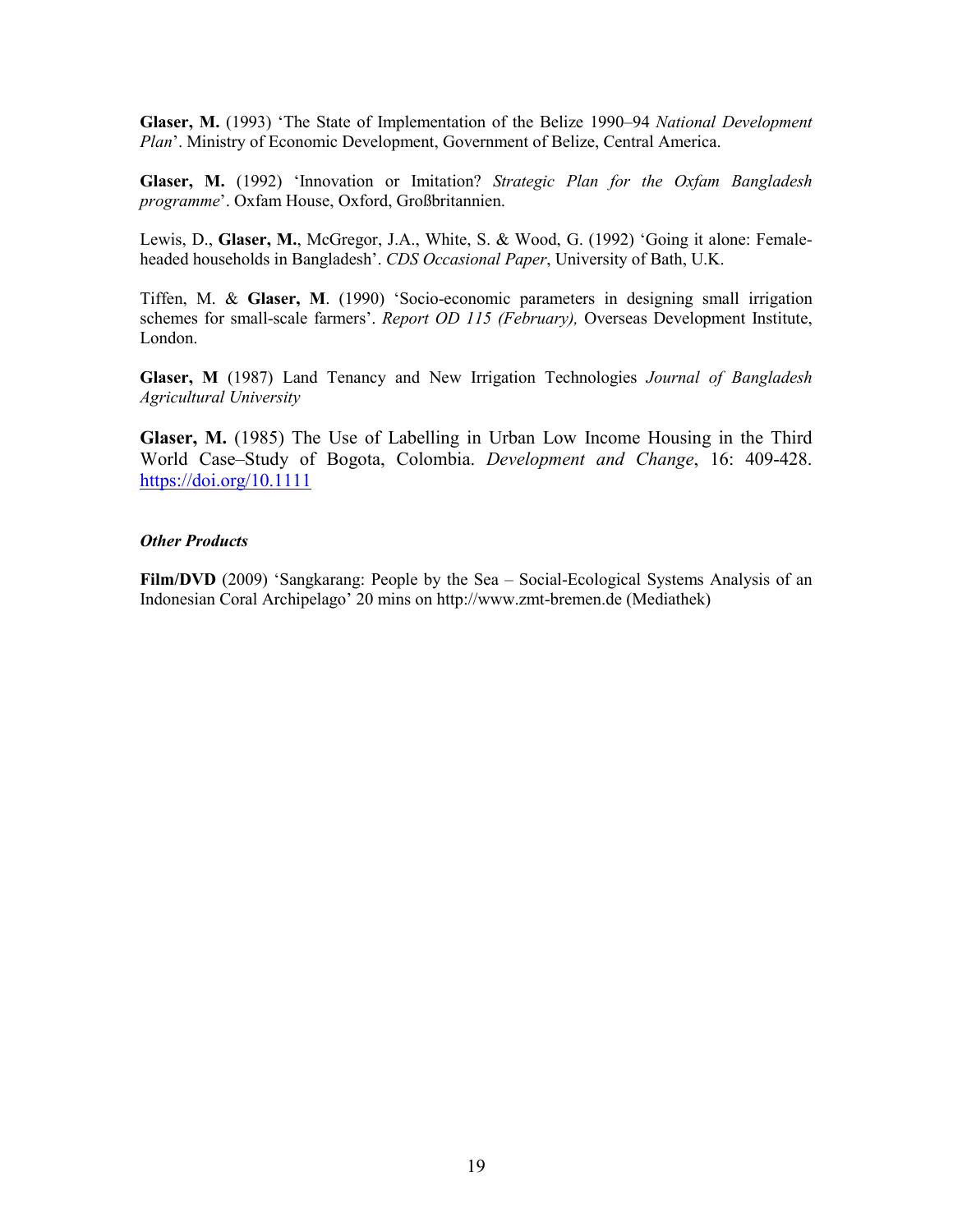**Glaser, M.** (1993) 'The State of Implementation of the Belize 1990–94 *National Development Plan*'. Ministry of Economic Development, Government of Belize, Central America.

**Glaser, M.** (1992) 'Innovation or Imitation? *Strategic Plan for the Oxfam Bangladesh programme*'. Oxfam House, Oxford, Großbritannien.

Lewis, D., **Glaser, M.**, McGregor, J.A., White, S. & Wood, G. (1992) 'Going it alone: Female-headed households in Bangladesh'. *CDS Occasional Paper*, University of Bath, U.K.

Tiffen, M. & **Glaser, M**. (1990) 'Socio-economic parameters in designing small irrigation schemes for small-scale farmers'. *Report OD 115 (February),* Overseas Development Institute, London.

**Glaser, M** (1987) Land Tenancy and New Irrigation Technologies *Journal of Bangladesh Agricultural University*

**Glaser, M.** (1985) The Use of Labelling in Urban Low Income Housing in the Third World Case–Study of Bogota, Colombia. *Development and Change*, 16: 409-428. https://doi.org/10.1111

***Other Products***

**Film/DVD** (2009) 'Sangkarang: People by the Sea – Social-Ecological Systems Analysis of an Indonesian Coral Archipelago' 20 mins on http://www.zmt-bremen.de (Mediathek)